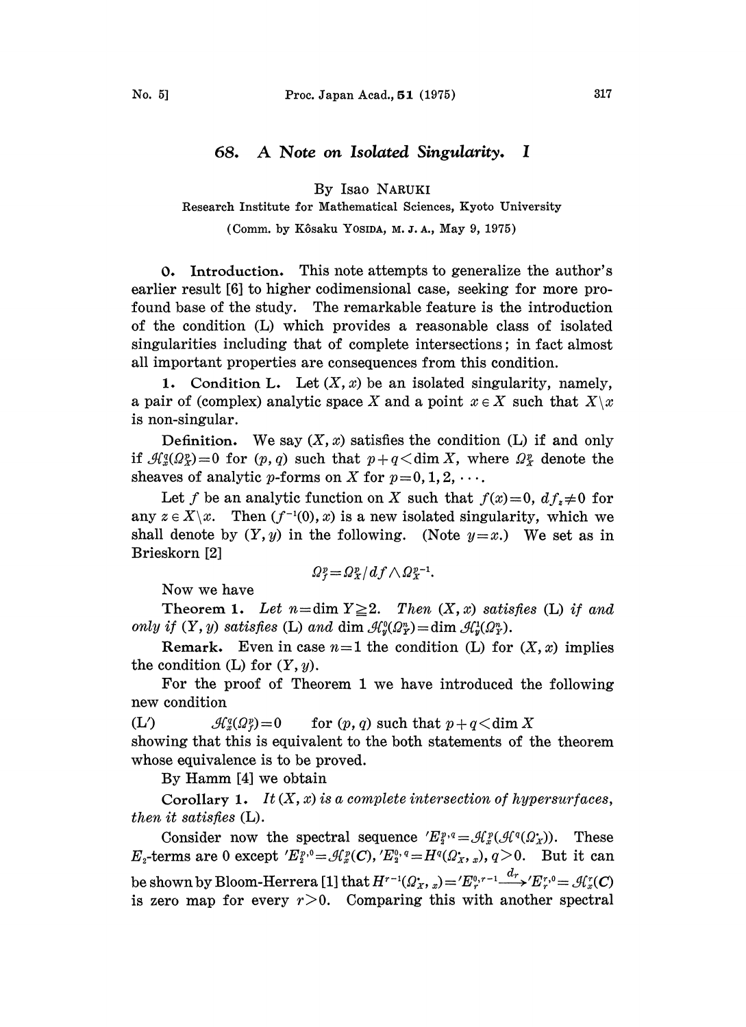# 68. A Note on Isolated Singularity. I

By Isao NARUKI

Research Institute for Mathematical Sciences, Kyoto University

(Comm. by Kôsaku YOSIDA, M. J. A., May 9, 1975)

**0. Introduction.** This note attempts to generalize the author's earlier result [6] to higher codimensional case, seeking for more profound base of the study. The remarkable feature is the introduction of the condition (L) which provides a reasonable class of isolated singularities including that of complete intersections; in fact almost all important properties are consequences from this condition.

**1. Condition L.** Let $(X, x)$ be an isolated singularity, namely, a pair of (complex) analytic space $X$ and a point $x \in X$ such that $X \backslash x$ is non-singular.

**Definition.** We say $(X, x)$ satisfies the condition (L) if and only if $\mathcal{H}_x^q(\Omega_X^p)=0$ for $(p, q)$ such that $p+q<\dim X$, where $\Omega_X^p$ denote the sheaves of analytic $p$-forms on $X$ for $p=0, 1, 2, \cdots$.

Let $f$ be an analytic function on $X$ such that $f(x)=0$, $df_z \neq 0$ for any $z \in X \backslash x$. Then $(f^{-1}(0), x)$ is a new isolated singularity, which we shall denote by $(Y, y)$ in the following. (Note $y=x$.) We set as in Brieskorn [2]

$$\Omega_f^p=\Omega_X^p/df \wedge \Omega_X^{p-1}.$$

Now we have

**Theorem 1.** *Let $n=\dim Y \geqq 2$. Then $(X, x)$ satisfies* (L) *if and only if $(Y, y)$ satisfies* (L) *and* $\dim \mathcal{H}_y^0(\Omega_Y^n)=\dim \mathcal{H}_y^1(\Omega_Y^n)$.

**Remark.** Even in case $n=1$ the condition (L) for $(X, x)$ implies the condition (L) for $(Y, y)$.

For the proof of Theorem 1 we have introduced the following new condition

(L′) $\qquad \mathcal{H}_x^q(\Omega_f^p)=0 \qquad$ for $(p, q)$ such that $p+q<\dim X$

showing that this is equivalent to the both statements of the theorem whose equivalence is to be proved.

By Hamm [4] we obtain

**Corollary 1.** *It $(X, x)$ is a complete intersection of hypersurfaces, then it satisfies* (L).

Consider now the spectral sequence $'E_2^{p,q}=\mathcal{H}_x^p(\mathcal{H}^q(\Omega_X^\cdot))$. These $E_2$-terms are 0 except $'E_2^{p,0}=\mathcal{H}_x^p(\boldsymbol{C})$, $'E_2^{0,q}=H^q(\Omega_{X,x}^\cdot)$, $q>0$. But it can be shown by Bloom-Herrera [1] that $H^{r-1}(\Omega_{X,x}^\cdot)={}'E_r^{0,r-1} \xrightarrow{d_r} {}'E_r^{r,0}=\mathcal{H}_x^r(\boldsymbol{C})$ is zero map for every $r>0$. Comparing this with another spectral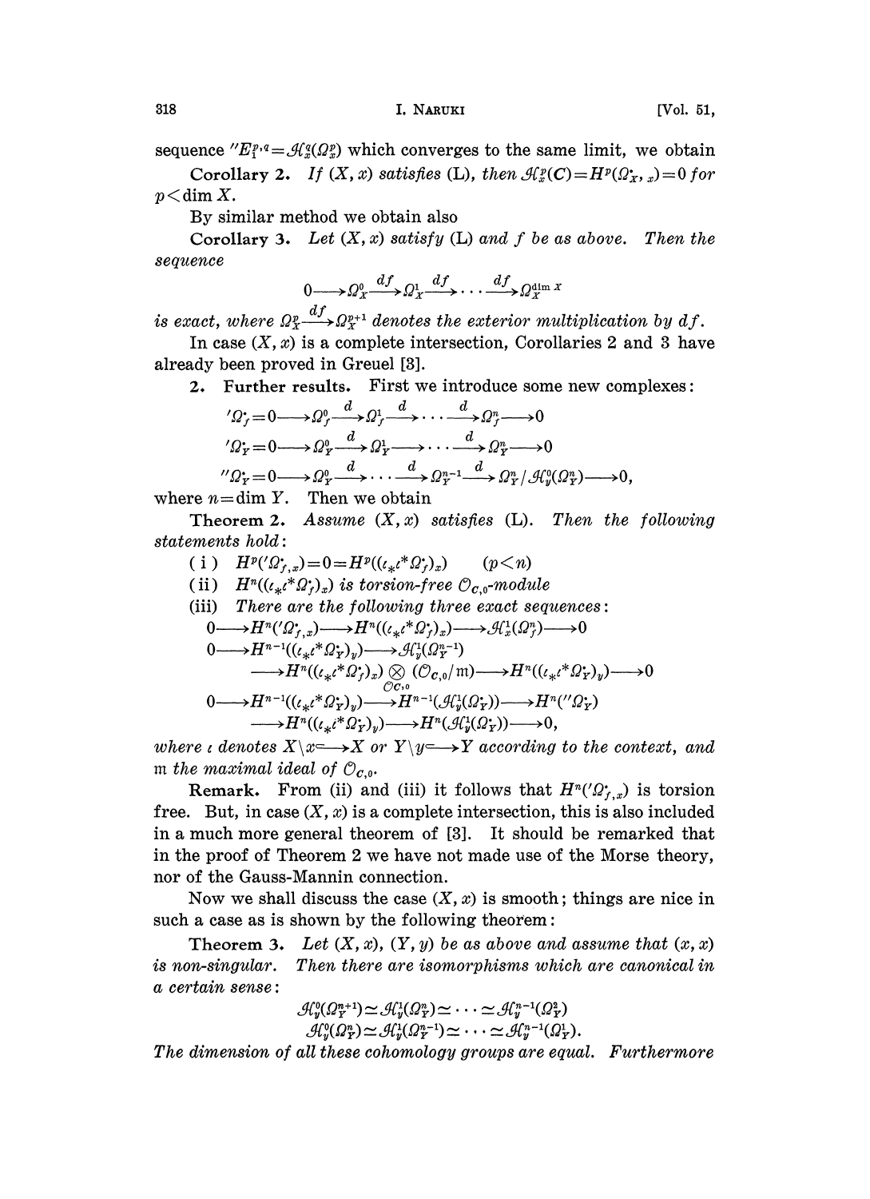sequence $''E_1^{p,q} = \mathcal{H}_x^q(\Omega_x^p)$ which converges to the same limit, we obtain

**Corollary 2.** *If $(X, x)$ satisfies (L), then $\mathcal{H}_x^p(C) = H^p(\Omega_{X,x}^{\cdot}) = 0$ for $p < \dim X$.*

By similar method we obtain also

**Corollary 3.** *Let $(X, x)$ satisfy (L) and $f$ be as above. Then the sequence*

$$0 \longrightarrow \Omega_X^0 \xrightarrow{df} \Omega_X^1 \xrightarrow{df} \cdots \xrightarrow{df} \Omega_X^{\dim X}$$

*is exact, where $\Omega_X^p \xrightarrow{df} \Omega_X^{p+1}$ denotes the exterior multiplication by $df$.*

In case $(X, x)$ is a complete intersection, Corollaries 2 and 3 have already been proved in Greuel [3].

**2. Further results.** First we introduce some new complexes:

$$'\Omega_f^{\cdot} = 0 \longrightarrow \Omega_f^0 \xrightarrow{d} \Omega_f^1 \xrightarrow{d} \cdots \xrightarrow{d} \Omega_f^n \longrightarrow 0$$

$$'\Omega_Y^{\cdot} = 0 \longrightarrow \Omega_Y^0 \xrightarrow{d} \Omega_Y^1 \longrightarrow \cdots \xrightarrow{d} \Omega_Y^n \longrightarrow 0$$

$$''\Omega_Y^{\cdot} = 0 \longrightarrow \Omega_Y^0 \xrightarrow{d} \cdots \xrightarrow{d} \Omega_Y^{n-1} \xrightarrow{d} \Omega_Y^n / \mathcal{H}_y^0(\Omega_Y^n) \longrightarrow 0,$$

where $n = \dim Y$. Then we obtain

**Theorem 2.** *Assume $(X, x)$ satisfies (L). Then the following statements hold:*

(i) $H^p('\Omega_{f,x}^{\cdot}) = 0 = H^p((\iota_* \iota^* \Omega_f^{\cdot})_x) \qquad (p < n)$

(ii) *$H^n((\iota_* \iota^* \Omega_f^{\cdot})_x)$ is torsion-free $\mathcal{O}_{C,0}$-module*

(iii) *There are the following three exact sequences:*

$$0 \longrightarrow H^n('\Omega_{f,x}^{\cdot}) \longrightarrow H^n((\iota_* \iota^* \Omega_f^{\cdot})_x) \longrightarrow \mathcal{H}_x^1(\Omega_f^n) \longrightarrow 0$$

$$0 \longrightarrow H^{n-1}((\iota_* \iota^* \Omega_Y^{\cdot})_y) \longrightarrow \mathcal{H}_y^1(\Omega_Y^{n-1})$$
$$\longrightarrow H^n((\iota_* \iota^* \Omega_f^{\cdot})_x) \underset{\mathcal{O}_{C,0}}{\otimes} (\mathcal{O}_{C,0}/\mathfrak{m}) \longrightarrow H^n((\iota_* \iota^* \Omega_Y^{\cdot})_y) \longrightarrow 0$$

$$0 \longrightarrow H^{n-1}((\iota_* \iota^* \Omega_Y^{\cdot})_y) \longrightarrow H^{n-1}(\mathcal{H}_y^1(\Omega_Y^{\cdot})) \longrightarrow H^n(''\Omega_Y^{\cdot})$$
$$\longrightarrow H^n((\iota_* \iota^* \Omega_Y^{\cdot})_y) \longrightarrow H^n(\mathcal{H}_y^1(\Omega_Y^{\cdot})) \longrightarrow 0,$$

*where $\iota$ denotes $X \backslash x \hookrightarrow X$ or $Y \backslash y \hookrightarrow Y$ according to the context, and $\mathfrak{m}$ the maximal ideal of $\mathcal{O}_{C,0}$.*

**Remark.** From (ii) and (iii) it follows that $H^n('\Omega_{f,x}^{\cdot})$ is torsion free. But, in case $(X, x)$ is a complete intersection, this is also included in a much more general theorem of [3]. It should be remarked that in the proof of Theorem 2 we have not made use of the Morse theory, nor of the Gauss-Mannin connection.

Now we shall discuss the case $(X, x)$ is smooth; things are nice in such a case as is shown by the following theorem:

**Theorem 3.** *Let $(X, x)$, $(Y, y)$ be as above and assume that $(x, x)$ is non-singular. Then there are isomorphisms which are canonical in a certain sense:*

$$\mathcal{H}_y^0(\Omega_Y^{n+1}) \simeq \mathcal{H}_y^1(\Omega_Y^n) \simeq \cdots \simeq \mathcal{H}_y^{n-1}(\Omega_Y^2)$$
$$\mathcal{H}_y^0(\Omega_Y^n) \simeq \mathcal{H}_y^1(\Omega_Y^{n-1}) \simeq \cdots \simeq \mathcal{H}_y^{n-1}(\Omega_Y^1).$$

*The dimension of all these cohomology groups are equal. Furthermore*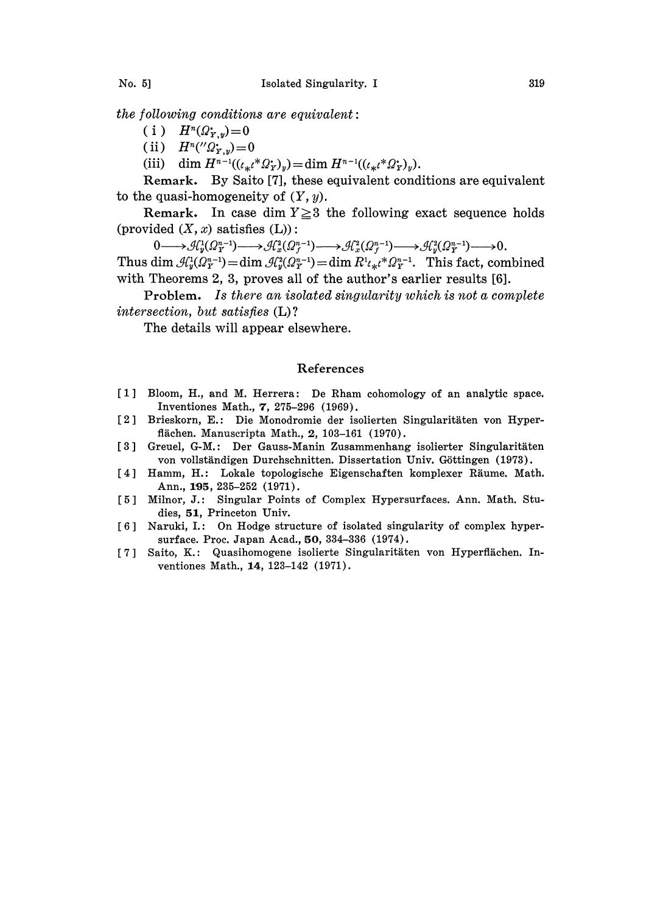*the following conditions are equivalent*:

(i) $H^n(\Omega^{\cdot}_{Y,y})=0$

(ii) $H^n({}''\Omega^{\cdot}_{Y,y})=0$

(iii) $\dim H^{n-1}((\iota_*\iota^*\Omega^{\cdot}_Y)_y)=\dim H^{n-1}((\iota_*\iota^*\Omega^{\cdot}_Y)_y)$.

**Remark.** By Saito [7], these equivalent conditions are equivalent to the quasi-homogeneity of $(Y, y)$.

**Remark.** In case $\dim Y \geqq 3$ the following exact sequence holds (provided $(X, x)$ satisfies (L)):

$$0 \longrightarrow \mathcal{H}^1_y(\Omega^{n-1}_Y) \longrightarrow \mathcal{H}^2_x(\Omega^{n-1}_f) \longrightarrow \mathcal{H}^2_x(\Omega^{n-1}_f) \longrightarrow \mathcal{H}^2_y(\Omega^{n-1}_Y) \longrightarrow 0.$$

Thus $\dim \mathcal{H}^1_y(\Omega^{n-1}_Y)=\dim \mathcal{H}^2_y(\Omega^{n-1}_Y)=\dim R^1\iota_*\iota^*\Omega^{n-1}_Y$. This fact, combined with Theorems 2, 3, proves all of the author's earlier results [6].

**Problem.** *Is there an isolated singularity which is not a complete intersection, but satisfies* (L)?

The details will appear elsewhere.

## References

[1] Bloom, H., and M. Herrera: De Rham cohomology of an analytic space. Inventiones Math., **7**, 275–296 (1969).

[2] Brieskorn, E.: Die Monodromie der isolierten Singularitäten von Hyperflächen. Manuscripta Math., **2**, 103–161 (1970).

[3] Greuel, G-M.: Der Gauss-Manin Zusammenhang isolierter Singularitäten von vollständigen Durchschnitten. Dissertation Univ. Göttingen (1973).

[4] Hamm, H.: Lokale topologische Eigenschaften komplexer Räume. Math. Ann., **195**, 235–252 (1971).

[5] Milnor, J.: Singular Points of Complex Hypersurfaces. Ann. Math. Studies, **51**, Princeton Univ.

[6] Naruki, I.: On Hodge structure of isolated singularity of complex hypersurface. Proc. Japan Acad., **50**, 334–336 (1974).

[7] Saito, K.: Quasihomogene isolierte Singularitäten von Hyperflächen. Inventiones Math., **14**, 123–142 (1971).